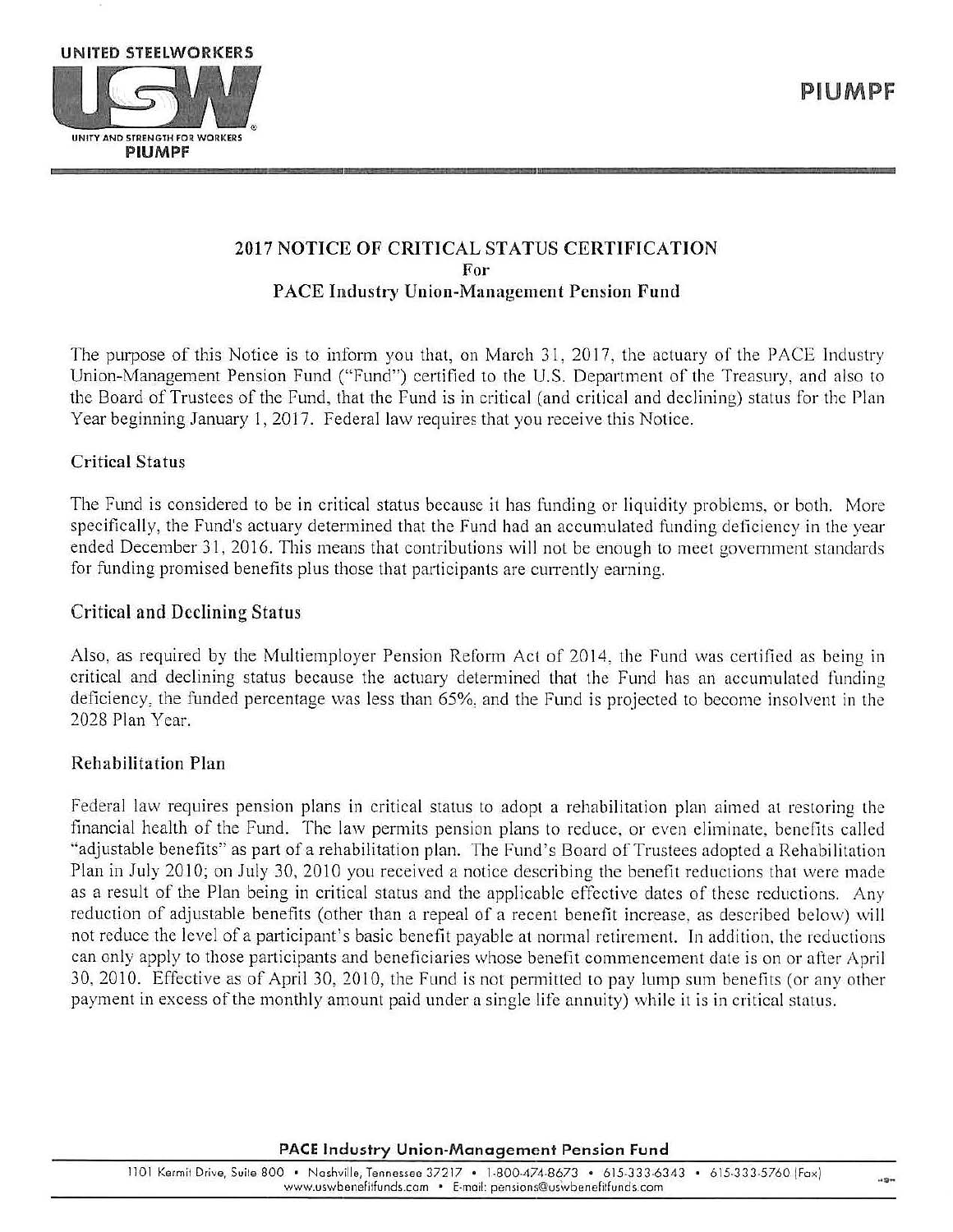# 2017 NOTICE OF CRITICAL STATUS CERTIFICATION
## For
## PACE Industry Union-Management Pension Fund

The purpose of this Notice is to inform you that, on March 31, 2017, the actuary of the PACE Industry Union-Management Pension Fund ("Fund") certified to the U.S. Department of the Treasury, and also to the Board of Trustees of the Fund, that the Fund is in critical (and critical and declining) status for the Plan Year beginning January 1, 2017. Federal law requires that you receive this Notice.

### Critical Status

The Fund is considered to be in critical status because it has funding or liquidity problems, or both. More specifically, the Fund's actuary determined that the Fund had an accumulated funding deficiency in the year ended December 31, 2016. This means that contributions will not be enough to meet government standards for funding promised benefits plus those that participants are currently earning.

### Critical and Declining Status

Also, as required by the Multiemployer Pension Reform Act of 2014, the Fund was certified as being in critical and declining status because the actuary determined that the Fund has an accumulated funding deficiency, the funded percentage was less than 65%, and the Fund is projected to become insolvent in the 2028 Plan Year.

### Rehabilitation Plan

Federal law requires pension plans in critical status to adopt a rehabilitation plan aimed at restoring the financial health of the Fund. The law permits pension plans to reduce, or even eliminate, benefits called "adjustable benefits" as part of a rehabilitation plan. The Fund's Board of Trustees adopted a Rehabilitation Plan in July 2010; on July 30, 2010 you received a notice describing the benefit reductions that were made as a result of the Plan being in critical status and the applicable effective dates of these reductions. Any reduction of adjustable benefits (other than a repeal of a recent benefit increase, as described below) will not reduce the level of a participant's basic benefit payable at normal retirement. In addition, the reductions can only apply to those participants and beneficiaries whose benefit commencement date is on or after April 30, 2010. Effective as of April 30, 2010, the Fund is not permitted to pay lump sum benefits (or any other payment in excess of the monthly amount paid under a single life annuity) while it is in critical status.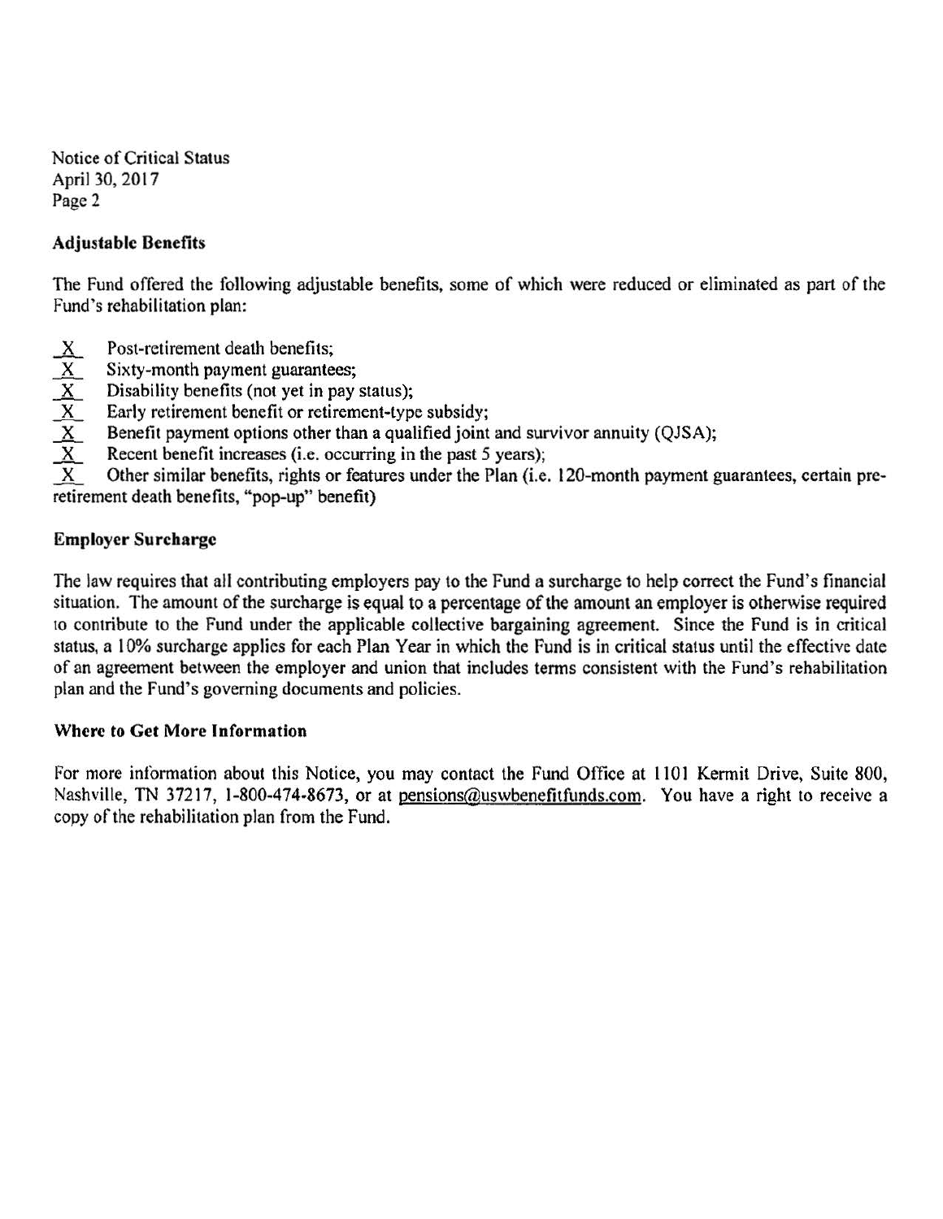## Adjustable Benefits

The Fund offered the following adjustable benefits, some of which were reduced or eliminated as part of the Fund's rehabilitation plan:

_X_ Post-retirement death benefits;
_X_ Sixty-month payment guarantees;
_X_ Disability benefits (not yet in pay status);
_X_ Early retirement benefit or retirement-type subsidy;
_X_ Benefit payment options other than a qualified joint and survivor annuity (QJSA);
_X_ Recent benefit increases (i.e. occurring in the past 5 years);
_X_ Other similar benefits, rights or features under the Plan (i.e. 120-month payment guarantees, certain pre-retirement death benefits, "pop-up" benefit)

## Employer Surcharge

The law requires that all contributing employers pay to the Fund a surcharge to help correct the Fund's financial situation. The amount of the surcharge is equal to a percentage of the amount an employer is otherwise required to contribute to the Fund under the applicable collective bargaining agreement. Since the Fund is in critical status, a 10% surcharge applies for each Plan Year in which the Fund is in critical status until the effective date of an agreement between the employer and union that includes terms consistent with the Fund's rehabilitation plan and the Fund's governing documents and policies.

## Where to Get More Information

For more information about this Notice, you may contact the Fund Office at 1101 Kermit Drive, Suite 800, Nashville, TN 37217, 1-800-474-8673, or at pensions@uswbenefitfunds.com. You have a right to receive a copy of the rehabilitation plan from the Fund.